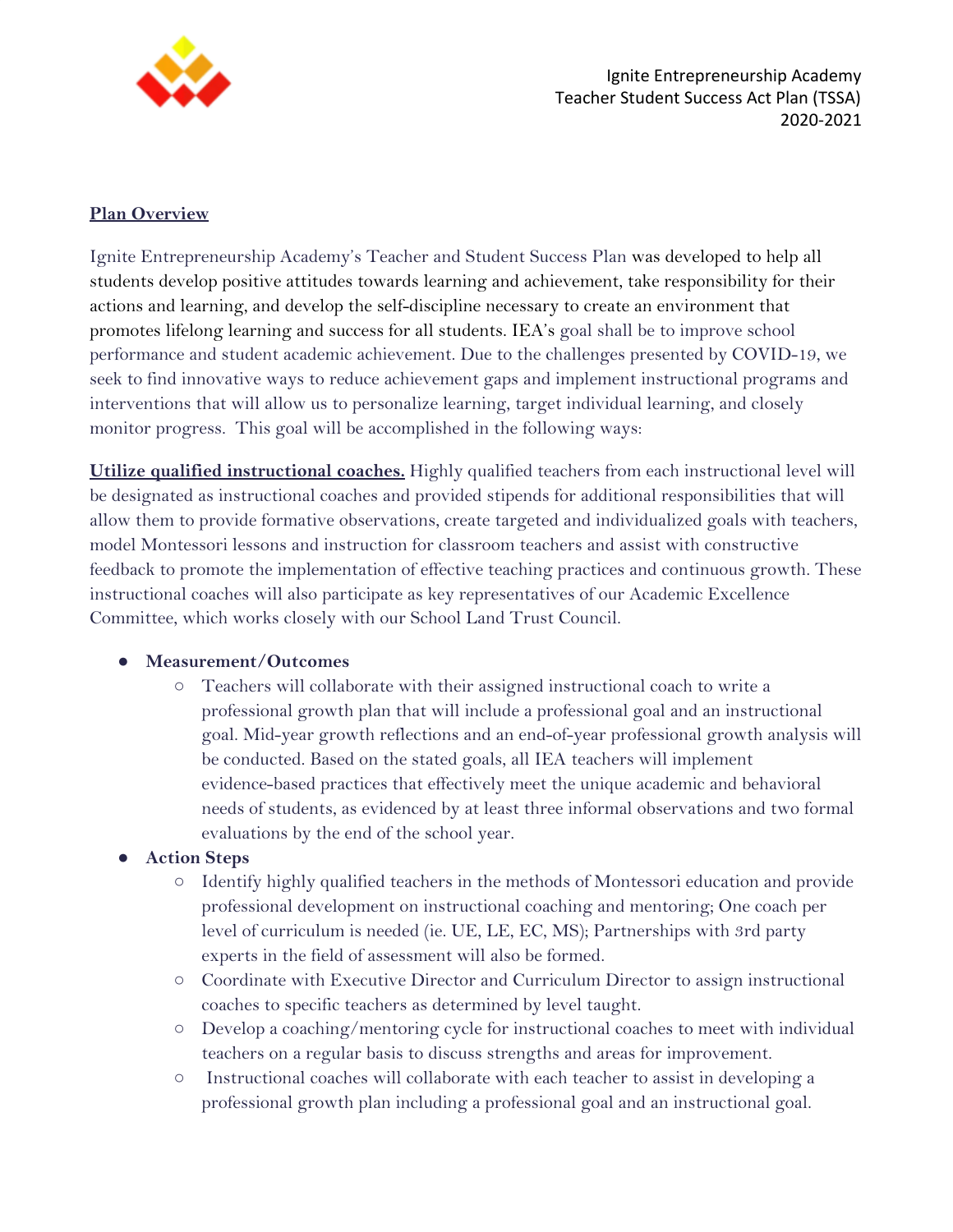Ignite Entrepreneurship Academy
Teacher Student Success Act Plan (TSSA)
2020-2021

## Plan Overview

Ignite Entrepreneurship Academy's Teacher and Student Success Plan was developed to help all students develop positive attitudes towards learning and achievement, take responsibility for their actions and learning, and develop the self-discipline necessary to create an environment that promotes lifelong learning and success for all students. IEA's goal shall be to improve school performance and student academic achievement. Due to the challenges presented by COVID-19, we seek to find innovative ways to reduce achievement gaps and implement instructional programs and interventions that will allow us to personalize learning, target individual learning, and closely monitor progress. This goal will be accomplished in the following ways:

**Utilize qualified instructional coaches.** Highly qualified teachers from each instructional level will be designated as instructional coaches and provided stipends for additional responsibilities that will allow them to provide formative observations, create targeted and individualized goals with teachers, model Montessori lessons and instruction for classroom teachers and assist with constructive feedback to promote the implementation of effective teaching practices and continuous growth. These instructional coaches will also participate as key representatives of our Academic Excellence Committee, which works closely with our School Land Trust Council.

- **Measurement/Outcomes**
  - Teachers will collaborate with their assigned instructional coach to write a professional growth plan that will include a professional goal and an instructional goal. Mid-year growth reflections and an end-of-year professional growth analysis will be conducted. Based on the stated goals, all IEA teachers will implement evidence-based practices that effectively meet the unique academic and behavioral needs of students, as evidenced by at least three informal observations and two formal evaluations by the end of the school year.
- **Action Steps**
  - Identify highly qualified teachers in the methods of Montessori education and provide professional development on instructional coaching and mentoring; One coach per level of curriculum is needed (ie. UE, LE, EC, MS); Partnerships with 3rd party experts in the field of assessment will also be formed.
  - Coordinate with Executive Director and Curriculum Director to assign instructional coaches to specific teachers as determined by level taught.
  - Develop a coaching/mentoring cycle for instructional coaches to meet with individual teachers on a regular basis to discuss strengths and areas for improvement.
  - Instructional coaches will collaborate with each teacher to assist in developing a professional growth plan including a professional goal and an instructional goal.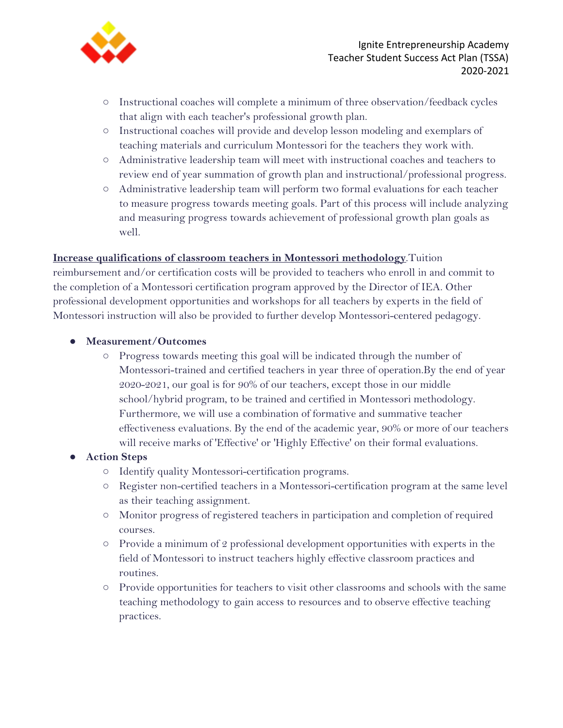- Instructional coaches will complete a minimum of three observation/feedback cycles that align with each teacher's professional growth plan.
- Instructional coaches will provide and develop lesson modeling and exemplars of teaching materials and curriculum Montessori for the teachers they work with.
- Administrative leadership team will meet with instructional coaches and teachers to review end of year summation of growth plan and instructional/professional progress.
- Administrative leadership team will perform two formal evaluations for each teacher to measure progress towards meeting goals. Part of this process will include analyzing and measuring progress towards achievement of professional growth plan goals as well.

**Increase qualifications of classroom teachers in Montessori methodology**.Tuition reimbursement and/or certification costs will be provided to teachers who enroll in and commit to the completion of a Montessori certification program approved by the Director of IEA. Other professional development opportunities and workshops for all teachers by experts in the field of Montessori instruction will also be provided to further develop Montessori-centered pedagogy.

- **Measurement/Outcomes**
  - Progress towards meeting this goal will be indicated through the number of Montessori-trained and certified teachers in year three of operation.By the end of year 2020-2021, our goal is for 90% of our teachers, except those in our middle school/hybrid program, to be trained and certified in Montessori methodology. Furthermore, we will use a combination of formative and summative teacher effectiveness evaluations. By the end of the academic year, 90% or more of our teachers will receive marks of 'Effective' or 'Highly Effective' on their formal evaluations.
- **Action Steps**
  - Identify quality Montessori-certification programs.
  - Register non-certified teachers in a Montessori-certification program at the same level as their teaching assignment.
  - Monitor progress of registered teachers in participation and completion of required courses.
  - Provide a minimum of 2 professional development opportunities with experts in the field of Montessori to instruct teachers highly effective classroom practices and routines.
  - Provide opportunities for teachers to visit other classrooms and schools with the same teaching methodology to gain access to resources and to observe effective teaching practices.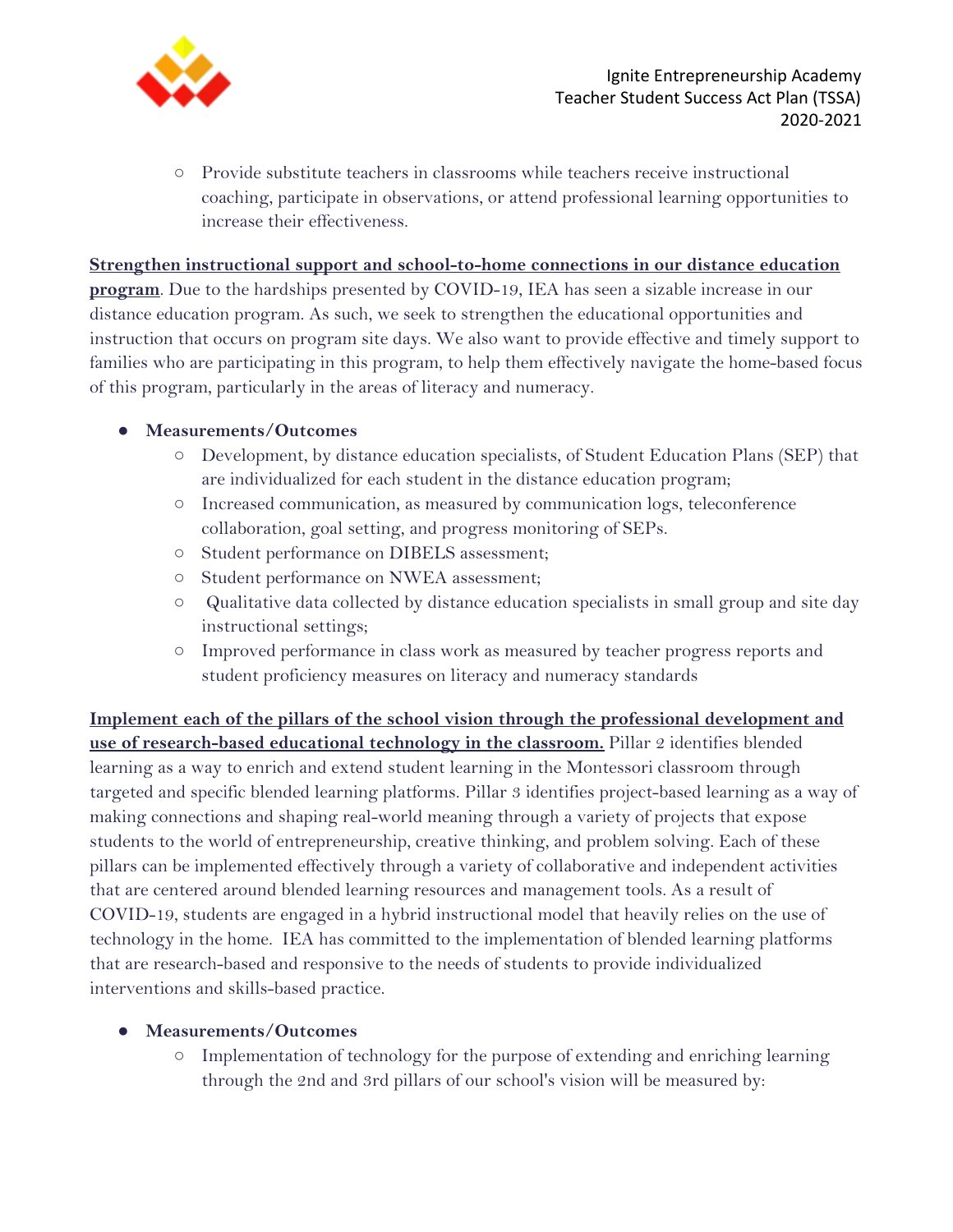- Provide substitute teachers in classrooms while teachers receive instructional coaching, participate in observations, or attend professional learning opportunities to increase their effectiveness.

**Strengthen instructional support and school-to-home connections in our distance education program**. Due to the hardships presented by COVID-19, IEA has seen a sizable increase in our distance education program. As such, we seek to strengthen the educational opportunities and instruction that occurs on program site days. We also want to provide effective and timely support to families who are participating in this program, to help them effectively navigate the home-based focus of this program, particularly in the areas of literacy and numeracy.

- **Measurements/Outcomes**
  - Development, by distance education specialists, of Student Education Plans (SEP) that are individualized for each student in the distance education program;
  - Increased communication, as measured by communication logs, teleconference collaboration, goal setting, and progress monitoring of SEPs.
  - Student performance on DIBELS assessment;
  - Student performance on NWEA assessment;
  - Qualitative data collected by distance education specialists in small group and site day instructional settings;
  - Improved performance in class work as measured by teacher progress reports and student proficiency measures on literacy and numeracy standards

**Implement each of the pillars of the school vision through the professional development and use of research-based educational technology in the classroom.** Pillar 2 identifies blended learning as a way to enrich and extend student learning in the Montessori classroom through targeted and specific blended learning platforms. Pillar 3 identifies project-based learning as a way of making connections and shaping real-world meaning through a variety of projects that expose students to the world of entrepreneurship, creative thinking, and problem solving. Each of these pillars can be implemented effectively through a variety of collaborative and independent activities that are centered around blended learning resources and management tools. As a result of COVID-19, students are engaged in a hybrid instructional model that heavily relies on the use of technology in the home. IEA has committed to the implementation of blended learning platforms that are research-based and responsive to the needs of students to provide individualized interventions and skills-based practice.

- **Measurements/Outcomes**
  - Implementation of technology for the purpose of extending and enriching learning through the 2nd and 3rd pillars of our school's vision will be measured by: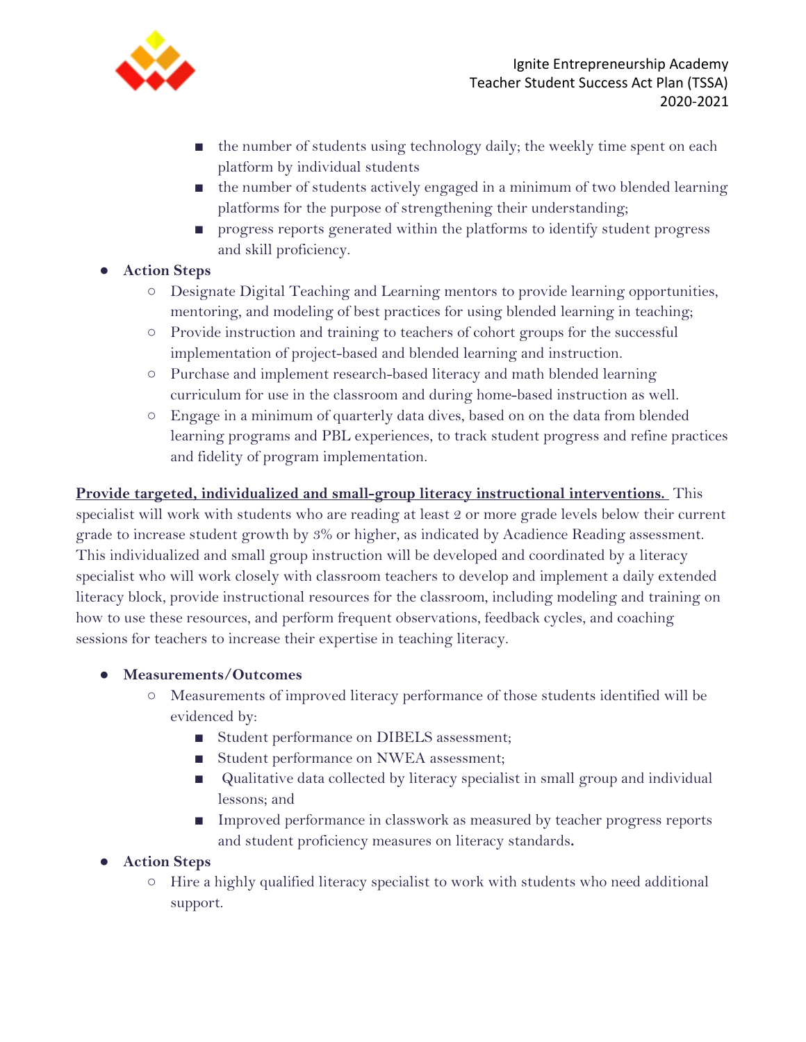- the number of students using technology daily; the weekly time spent on each platform by individual students
    - the number of students actively engaged in a minimum of two blended learning platforms for the purpose of strengthening their understanding;
    - progress reports generated within the platforms to identify student progress and skill proficiency.

- **Action Steps**
  - Designate Digital Teaching and Learning mentors to provide learning opportunities, mentoring, and modeling of best practices for using blended learning in teaching;
  - Provide instruction and training to teachers of cohort groups for the successful implementation of project-based and blended learning and instruction.
  - Purchase and implement research-based literacy and math blended learning curriculum for use in the classroom and during home-based instruction as well.
  - Engage in a minimum of quarterly data dives, based on on the data from blended learning programs and PBL experiences, to track student progress and refine practices and fidelity of program implementation.

<u>**Provide targeted, individualized and small-group literacy instructional interventions.**</u> This specialist will work with students who are reading at least 2 or more grade levels below their current grade to increase student growth by 3% or higher, as indicated by Acadience Reading assessment. This individualized and small group instruction will be developed and coordinated by a literacy specialist who will work closely with classroom teachers to develop and implement a daily extended literacy block, provide instructional resources for the classroom, including modeling and training on how to use these resources, and perform frequent observations, feedback cycles, and coaching sessions for teachers to increase their expertise in teaching literacy.

- **Measurements/Outcomes**
  - Measurements of improved literacy performance of those students identified will be evidenced by:
    - Student performance on DIBELS assessment;
    - Student performance on NWEA assessment;
    - Qualitative data collected by literacy specialist in small group and individual lessons; and
    - Improved performance in classwork as measured by teacher progress reports and student proficiency measures on literacy standards.

- **Action Steps**
  - Hire a highly qualified literacy specialist to work with students who need additional support.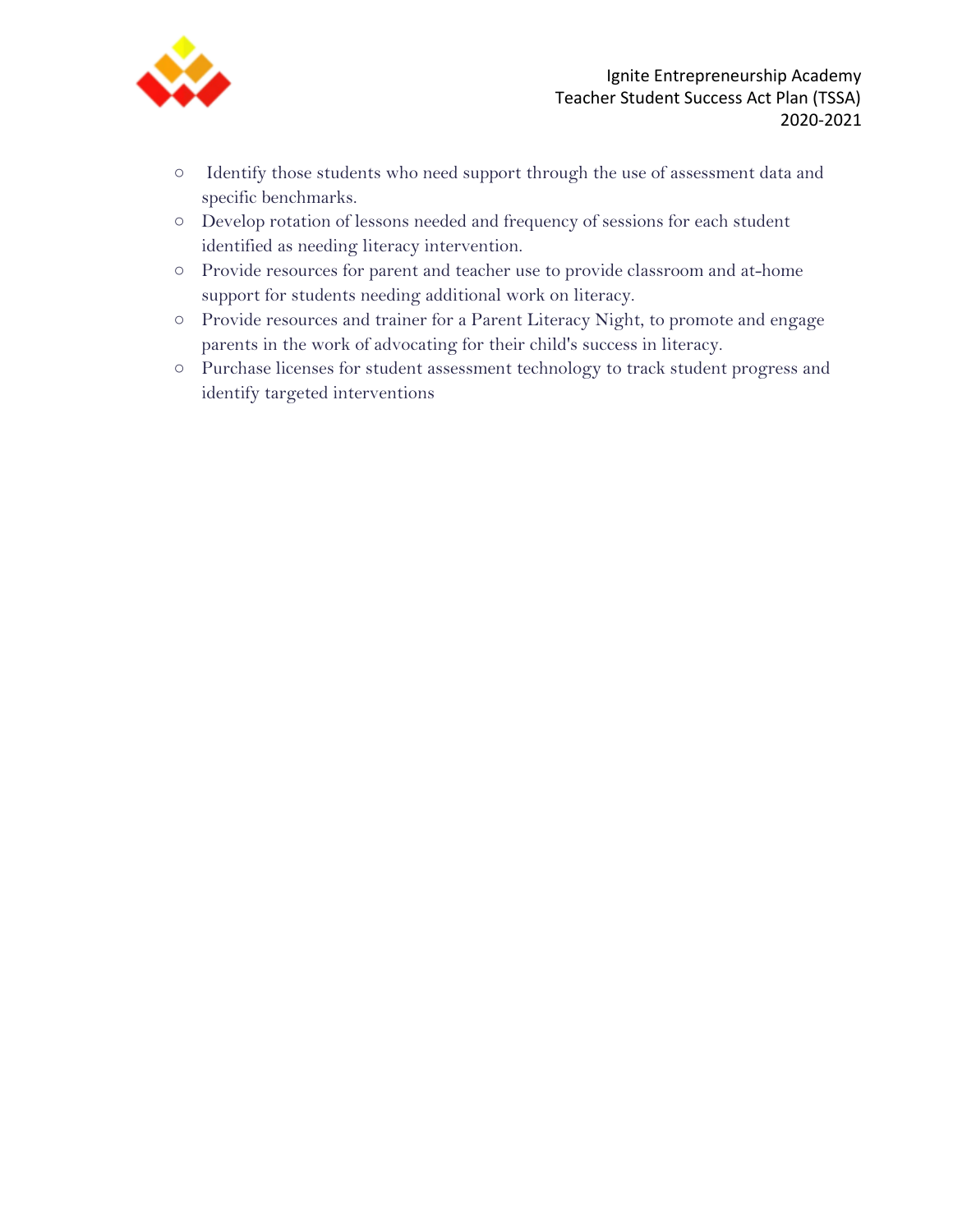- Identify those students who need support through the use of assessment data and specific benchmarks.
- Develop rotation of lessons needed and frequency of sessions for each student identified as needing literacy intervention.
- Provide resources for parent and teacher use to provide classroom and at-home support for students needing additional work on literacy.
- Provide resources and trainer for a Parent Literacy Night, to promote and engage parents in the work of advocating for their child's success in literacy.
- Purchase licenses for student assessment technology to track student progress and identify targeted interventions